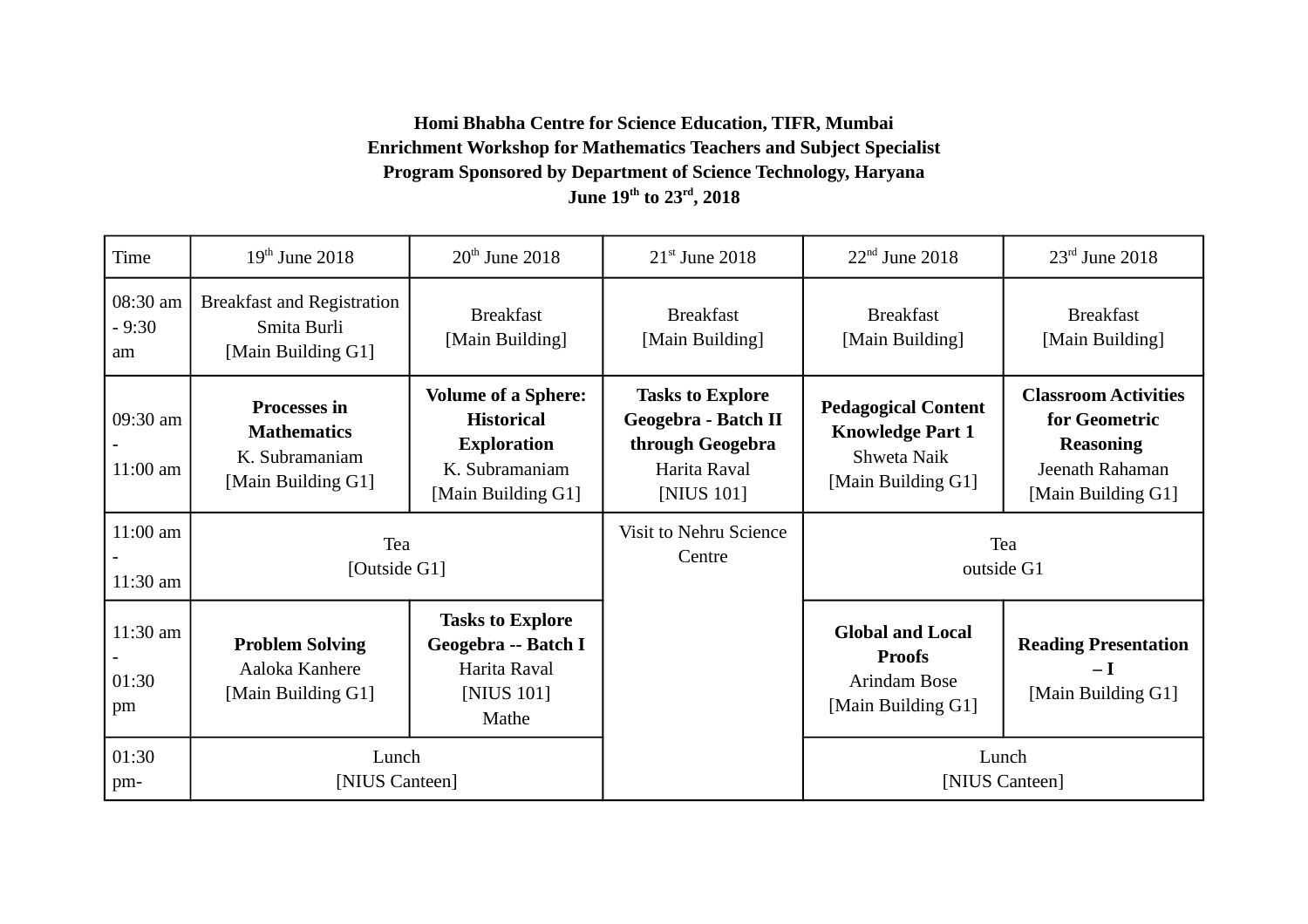**Homi Bhabha Centre for Science Education, TIFR, Mumbai**
**Enrichment Workshop for Mathematics Teachers and Subject Specialist**
**Program Sponsored by Department of Science Technology, Haryana**
**June 19th to 23rd, 2018**

| Time | 19th June 2018 | 20th June 2018 | 21st June 2018 | 22nd June 2018 | 23rd June 2018 |
|---|---|---|---|---|---|
| 08:30 am - 9:30 am | Breakfast and Registration Smita Burli [Main Building G1] | Breakfast [Main Building] | Breakfast [Main Building] | Breakfast [Main Building] | Breakfast [Main Building] |
| 09:30 am - 11:00 am | **Processes in Mathematics** K. Subramaniam [Main Building G1] | **Volume of a Sphere: Historical Exploration** K. Subramaniam [Main Building G1] | **Tasks to Explore Geogebra - Batch II through Geogebra** Harita Raval [NIUS 101] | **Pedagogical Content Knowledge Part 1** Shweta Naik [Main Building G1] | **Classroom Activities for Geometric Reasoning** Jeenath Rahaman [Main Building G1] |
| 11:00 am - 11:30 am | Tea [Outside G1] | | Visit to Nehru Science Centre | Tea outside G1 | |
| 11:30 am - 01:30 pm | **Problem Solving** Aaloka Kanhere [Main Building G1] | **Tasks to Explore Geogebra -- Batch I** Harita Raval [NIUS 101] Mathe | | **Global and Local Proofs** Arindam Bose [Main Building G1] | **Reading Presentation – I** [Main Building G1] |
| 01:30 pm- | Lunch [NIUS Canteen] | | | Lunch [NIUS Canteen] | |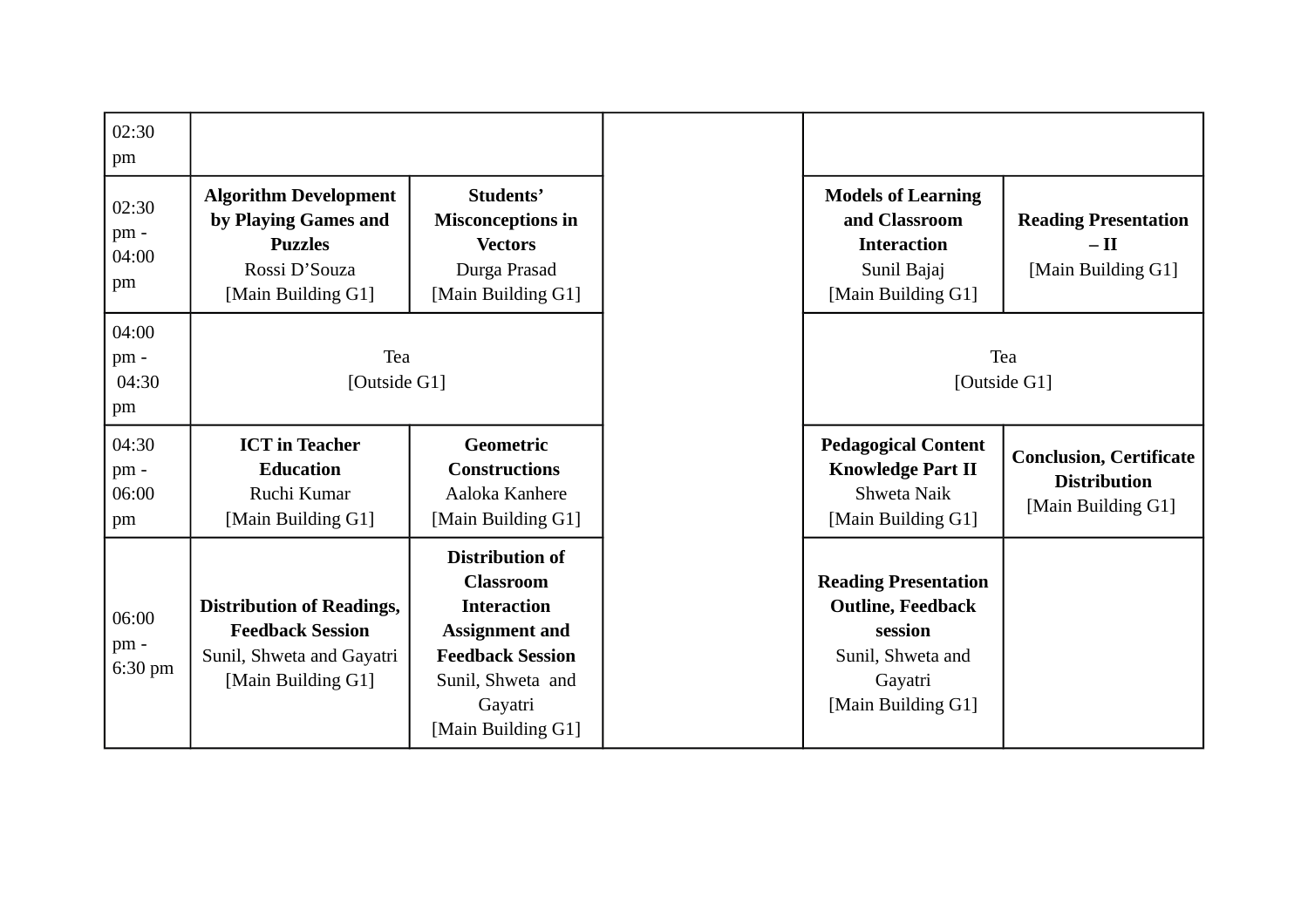| 02:30 pm | | | | | |
|---|---|---|---|---|---|
| 02:30 pm - 04:00 pm | **Algorithm Development by Playing Games and Puzzles** Rossi D'Souza [Main Building G1] | **Students' Misconceptions in Vectors** Durga Prasad [Main Building G1] | | **Models of Learning and Classroom Interaction** Sunil Bajaj [Main Building G1] | **Reading Presentation – II** [Main Building G1] |
| 04:00 pm - 04:30 pm | Tea [Outside G1] | | | Tea [Outside G1] | |
| 04:30 pm - 06:00 pm | **ICT in Teacher Education** Ruchi Kumar [Main Building G1] | **Geometric Constructions** Aaloka Kanhere [Main Building G1] | | **Pedagogical Content Knowledge Part II** Shweta Naik [Main Building G1] | **Conclusion, Certificate Distribution** [Main Building G1] |
| 06:00 pm - 6:30 pm | **Distribution of Readings, Feedback Session** Sunil, Shweta and Gayatri [Main Building G1] | **Distribution of Classroom Interaction Assignment and Feedback Session** Sunil, Shweta and Gayatri [Main Building G1] | | **Reading Presentation Outline, Feedback session** Sunil, Shweta and Gayatri [Main Building G1] | |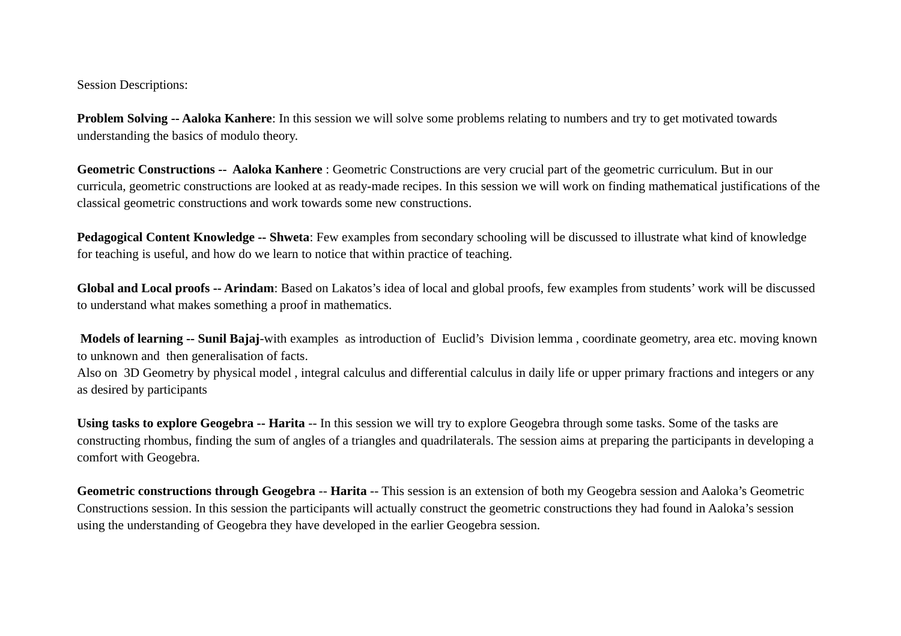Session Descriptions:

**Problem Solving -- Aaloka Kanhere**: In this session we will solve some problems relating to numbers and try to get motivated towards understanding the basics of modulo theory.

**Geometric Constructions -- Aaloka Kanhere** : Geometric Constructions are very crucial part of the geometric curriculum. But in our curricula, geometric constructions are looked at as ready-made recipes. In this session we will work on finding mathematical justifications of the classical geometric constructions and work towards some new constructions.

**Pedagogical Content Knowledge -- Shweta**: Few examples from secondary schooling will be discussed to illustrate what kind of knowledge for teaching is useful, and how do we learn to notice that within practice of teaching.

**Global and Local proofs -- Arindam**: Based on Lakatos's idea of local and global proofs, few examples from students' work will be discussed to understand what makes something a proof in mathematics.

**Models of learning -- Sunil Bajaj**-with examples as introduction of Euclid's Division lemma , coordinate geometry, area etc. moving known to unknown and then generalisation of facts.
Also on 3D Geometry by physical model , integral calculus and differential calculus in daily life or upper primary fractions and integers or any as desired by participants

**Using tasks to explore Geogebra -- Harita** -- In this session we will try to explore Geogebra through some tasks. Some of the tasks are constructing rhombus, finding the sum of angles of a triangles and quadrilaterals. The session aims at preparing the participants in developing a comfort with Geogebra.

**Geometric constructions through Geogebra** -- **Harita** -- This session is an extension of both my Geogebra session and Aaloka's Geometric Constructions session. In this session the participants will actually construct the geometric constructions they had found in Aaloka's session using the understanding of Geogebra they have developed in the earlier Geogebra session.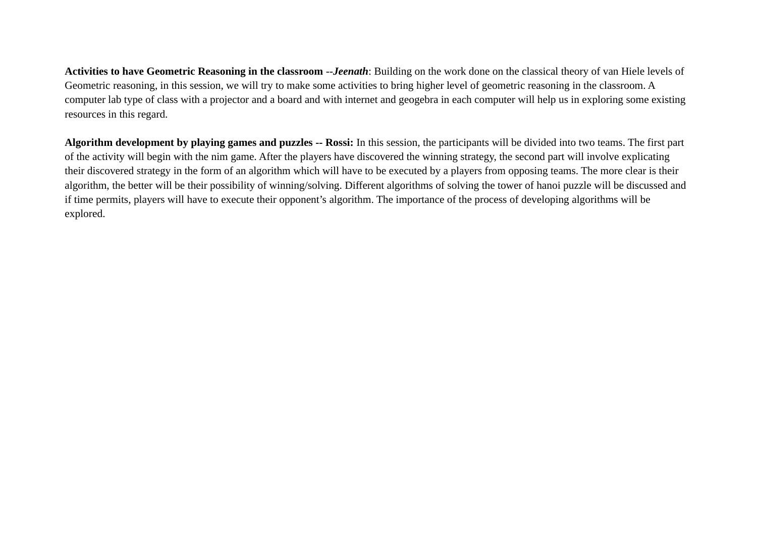**Activities to have Geometric Reasoning in the classroom** --***Jeenath***: Building on the work done on the classical theory of van Hiele levels of Geometric reasoning, in this session, we will try to make some activities to bring higher level of geometric reasoning in the classroom. A computer lab type of class with a projector and a board and with internet and geogebra in each computer will help us in exploring some existing resources in this regard.

**Algorithm development by playing games and puzzles -- Rossi:** In this session, the participants will be divided into two teams. The first part of the activity will begin with the nim game. After the players have discovered the winning strategy, the second part will involve explicating their discovered strategy in the form of an algorithm which will have to be executed by a players from opposing teams. The more clear is their algorithm, the better will be their possibility of winning/solving. Different algorithms of solving the tower of hanoi puzzle will be discussed and if time permits, players will have to execute their opponent's algorithm. The importance of the process of developing algorithms will be explored.